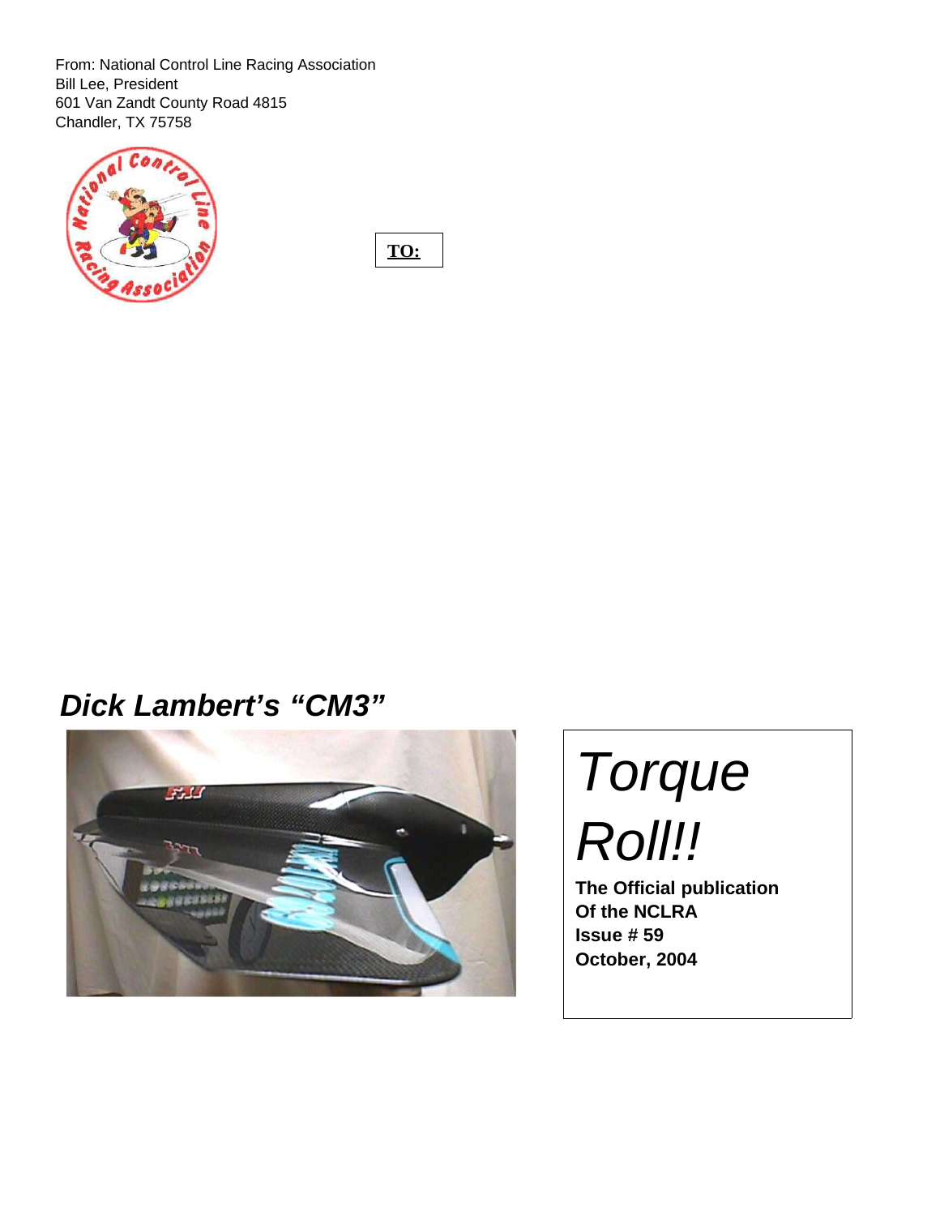From: National Control Line Racing Association
Bill Lee, President
601 Van Zandt County Road 4815
Chandler, TX 75758

**TO:**

## *Dick Lambert's "CM3"*

# *Torque Roll!!*

**The Official publication**
**Of the NCLRA**
**Issue # 59**
**October, 2004**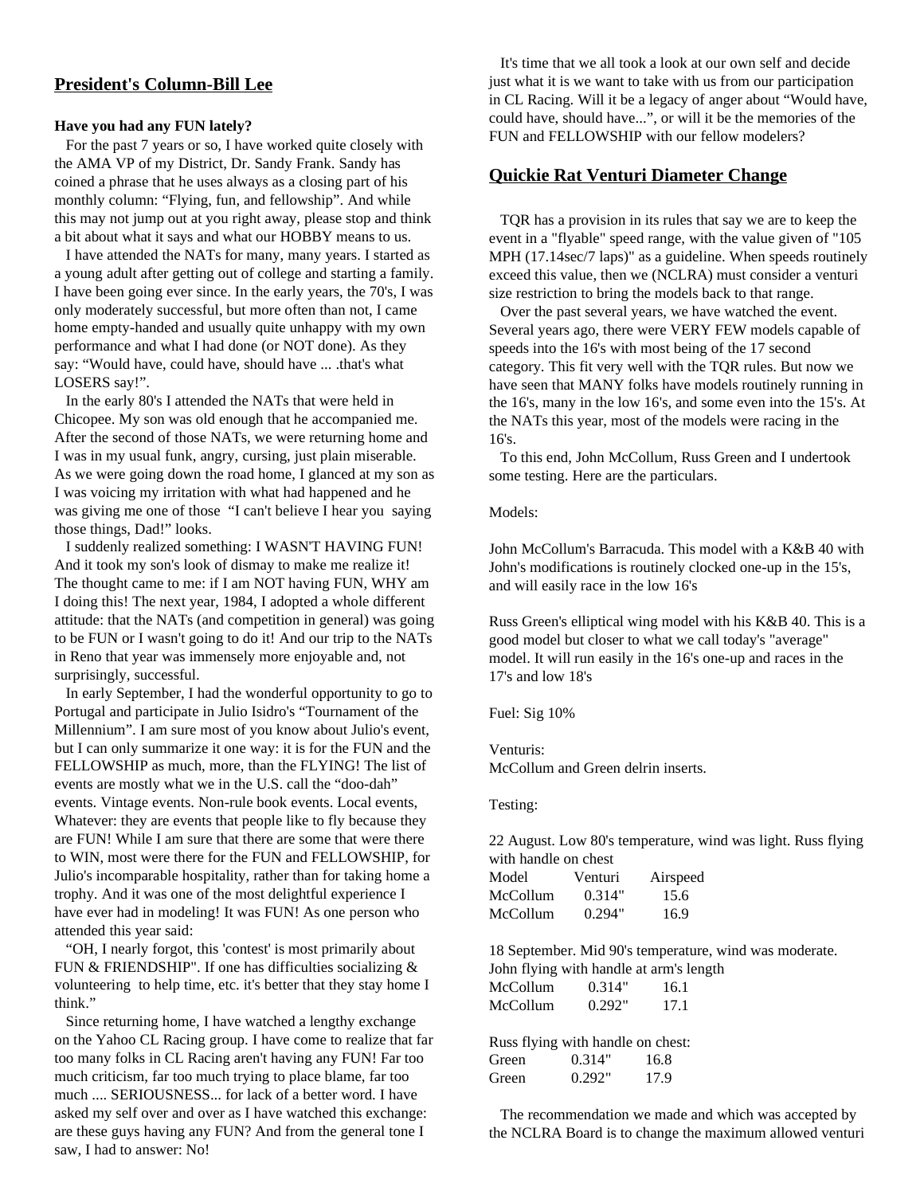## President's Column-Bill Lee

**Have you had any FUN lately?**

For the past 7 years or so, I have worked quite closely with the AMA VP of my District, Dr. Sandy Frank. Sandy has coined a phrase that he uses always as a closing part of his monthly column: "Flying, fun, and fellowship". And while this may not jump out at you right away, please stop and think a bit about what it says and what our HOBBY means to us.

I have attended the NATs for many, many years. I started as a young adult after getting out of college and starting a family. I have been going ever since. In the early years, the 70's, I was only moderately successful, but more often than not, I came home empty-handed and usually quite unhappy with my own performance and what I had done (or NOT done). As they say: "Would have, could have, should have ... .that's what LOSERS say!".

In the early 80's I attended the NATs that were held in Chicopee. My son was old enough that he accompanied me. After the second of those NATs, we were returning home and I was in my usual funk, angry, cursing, just plain miserable. As we were going down the road home, I glanced at my son as I was voicing my irritation with what had happened and he was giving me one of those "I can't believe I hear you saying those things, Dad!" looks.

I suddenly realized something: I WASN'T HAVING FUN! And it took my son's look of dismay to make me realize it! The thought came to me: if I am NOT having FUN, WHY am I doing this! The next year, 1984, I adopted a whole different attitude: that the NATs (and competition in general) was going to be FUN or I wasn't going to do it! And our trip to the NATs in Reno that year was immensely more enjoyable and, not surprisingly, successful.

In early September, I had the wonderful opportunity to go to Portugal and participate in Julio Isidro's "Tournament of the Millennium". I am sure most of you know about Julio's event, but I can only summarize it one way: it is for the FUN and the FELLOWSHIP as much, more, than the FLYING! The list of events are mostly what we in the U.S. call the "doo-dah" events. Vintage events. Non-rule book events. Local events, Whatever: they are events that people like to fly because they are FUN! While I am sure that there are some that were there to WIN, most were there for the FUN and FELLOWSHIP, for Julio's incomparable hospitality, rather than for taking home a trophy. And it was one of the most delightful experience I have ever had in modeling! It was FUN! As one person who attended this year said:

"OH, I nearly forgot, this 'contest' is most primarily about FUN & FRIENDSHIP". If one has difficulties socializing & volunteering to help time, etc. it's better that they stay home I think."

Since returning home, I have watched a lengthy exchange on the Yahoo CL Racing group. I have come to realize that far too many folks in CL Racing aren't having any FUN! Far too much criticism, far too much trying to place blame, far too much .... SERIOUSNESS... for lack of a better word. I have asked my self over and over as I have watched this exchange: are these guys having any FUN? And from the general tone I saw, I had to answer: No!

It's time that we all took a look at our own self and decide just what it is we want to take with us from our participation in CL Racing. Will it be a legacy of anger about "Would have, could have, should have...", or will it be the memories of the FUN and FELLOWSHIP with our fellow modelers?

## Quickie Rat Venturi Diameter Change

TQR has a provision in its rules that say we are to keep the event in a "flyable" speed range, with the value given of "105 MPH (17.14sec/7 laps)" as a guideline. When speeds routinely exceed this value, then we (NCLRA) must consider a venturi size restriction to bring the models back to that range.

Over the past several years, we have watched the event. Several years ago, there were VERY FEW models capable of speeds into the 16's with most being of the 17 second category. This fit very well with the TQR rules. But now we have seen that MANY folks have models routinely running in the 16's, many in the low 16's, and some even into the 15's. At the NATs this year, most of the models were racing in the 16's.

To this end, John McCollum, Russ Green and I undertook some testing. Here are the particulars.

Models:

John McCollum's Barracuda. This model with a K&B 40 with John's modifications is routinely clocked one-up in the 15's, and will easily race in the low 16's

Russ Green's elliptical wing model with his K&B 40. This is a good model but closer to what we call today's "average" model. It will run easily in the 16's one-up and races in the 17's and low 18's

Fuel: Sig 10%

Venturis:
McCollum and Green delrin inserts.

Testing:

22 August. Low 80's temperature, wind was light. Russ flying with handle on chest

| Model | Venturi | Airspeed |
|---|---|---|
| McCollum | 0.314" | 15.6 |
| McCollum | 0.294" | 16.9 |

18 September. Mid 90's temperature, wind was moderate. John flying with handle at arm's length

| Model | Venturi | Airspeed |
|---|---|---|
| McCollum | 0.314" | 16.1 |
| McCollum | 0.292" | 17.1 |

Russ flying with handle on chest:

| Model | Venturi | Airspeed |
|---|---|---|
| Green | 0.314" | 16.8 |
| Green | 0.292" | 17.9 |

The recommendation we made and which was accepted by the NCLRA Board is to change the maximum allowed venturi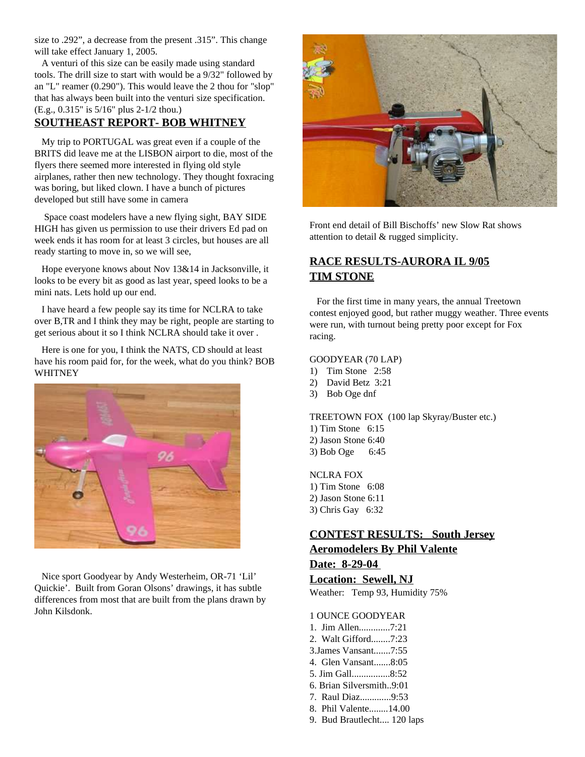size to .292", a decrease from the present .315". This change will take effect January 1, 2005.

A venturi of this size can be easily made using standard tools. The drill size to start with would be a 9/32" followed by an "L" reamer (0.290"). This would leave the 2 thou for "slop" that has always been built into the venturi size specification. (E.g., 0.315" is 5/16" plus 2-1/2 thou.)

## SOUTHEAST REPORT- BOB WHITNEY

My trip to PORTUGAL was great even if a couple of the BRITS did leave me at the LISBON airport to die, most of the flyers there seemed more interested in flying old style airplanes, rather then new technology. They thought foxracing was boring, but liked clown. I have a bunch of pictures developed but still have some in camera

Space coast modelers have a new flying sight, BAY SIDE HIGH has given us permission to use their drivers Ed pad on week ends it has room for at least 3 circles, but houses are all ready starting to move in, so we will see,

Hope everyone knows about Nov 13&14 in Jacksonville, it looks to be every bit as good as last year, speed looks to be a mini nats. Lets hold up our end.

I have heard a few people say its time for NCLRA to take over B,TR and I think they may be right, people are starting to get serious about it so I think NCLRA should take it over .

Here is one for you, I think the NATS, CD should at least have his room paid for, for the week, what do you think? BOB WHITNEY

Nice sport Goodyear by Andy Westerheim, OR-71 'Lil' Quickie'. Built from Goran Olsons' drawings, it has subtle differences from most that are built from the plans drawn by John Kilsdonk.

Front end detail of Bill Bischoffs' new Slow Rat shows attention to detail & rugged simplicity.

## RACE RESULTS-AURORA IL 9/05 TIM STONE

For the first time in many years, the annual Treetown contest enjoyed good, but rather muggy weather. Three events were run, with turnout being pretty poor except for Fox racing.

GOODYEAR (70 LAP)
1) Tim Stone 2:58
2) David Betz 3:21
3) Bob Oge dnf

TREETOWN FOX (100 lap Skyray/Buster etc.)
1) Tim Stone 6:15
2) Jason Stone 6:40
3) Bob Oge 6:45

NCLRA FOX
1) Tim Stone 6:08
2) Jason Stone 6:11
3) Chris Gay 6:32

## CONTEST RESULTS: South Jersey Aeromodelers By Phil Valente

**Date: 8-29-04**

**Location: Sewell, NJ**

Weather: Temp 93, Humidity 75%

1 OUNCE GOODYEAR
1. Jim Allen.............7:21
2. Walt Gifford........7:23
3. James Vansant.......7:55
4. Glen Vansant.......8:05
5. Jim Gall................8:52
6. Brian Silversmith..9:01
7. Raul Diaz.............9:53
8. Phil Valente........14.00
9. Bud Brautlecht.... 120 laps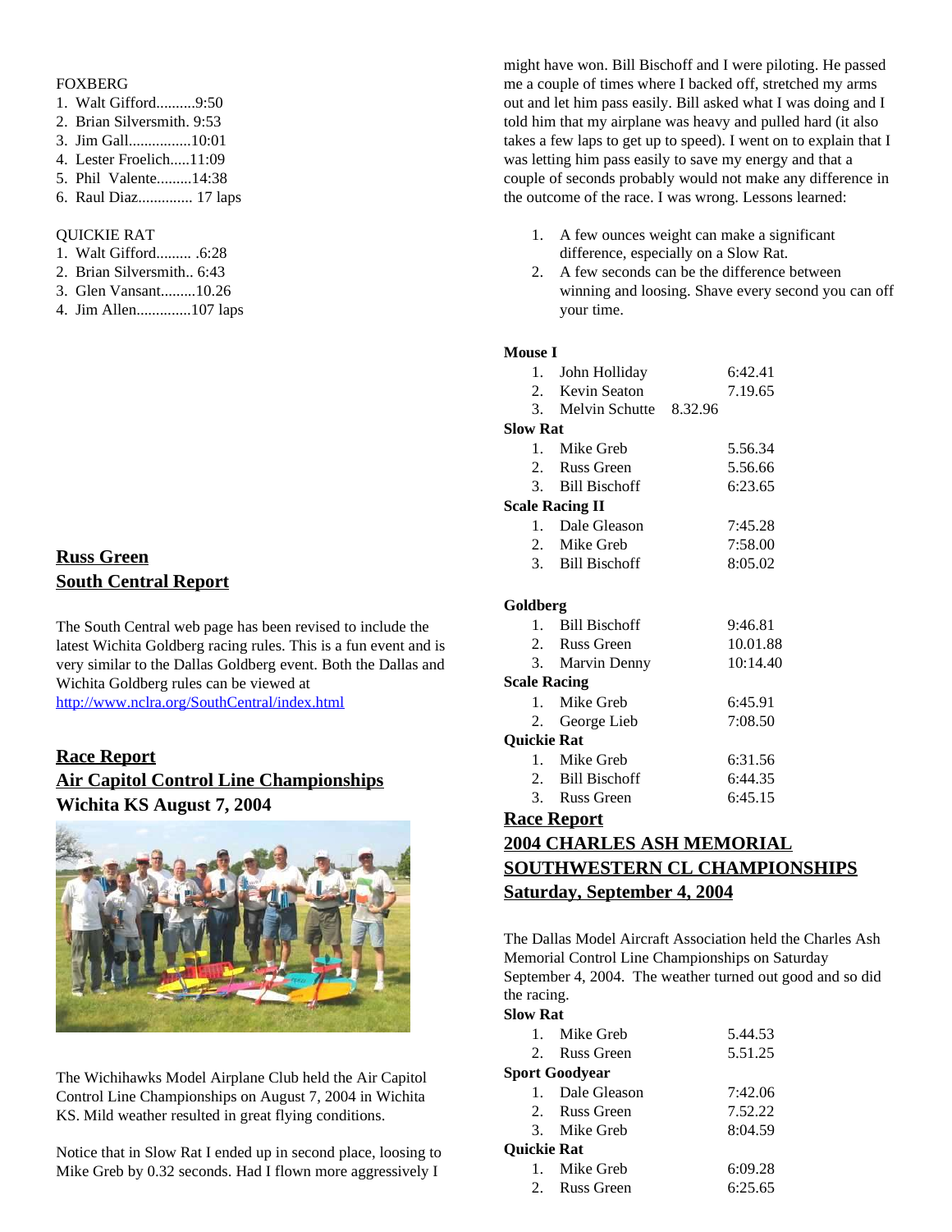FOXBERG

1. Walt Gifford..........9:50
2. Brian Silversmith. 9:53
3. Jim Gall................10:01
4. Lester Froelich.....11:09
5. Phil Valente.........14:38
6. Raul Diaz.............. 17 laps

QUICKIE RAT

1. Walt Gifford......... .6:28
2. Brian Silversmith.. 6:43
3. Glen Vansant.........10.26
4. Jim Allen..............107 laps

## Russ Green
## South Central Report

The South Central web page has been revised to include the latest Wichita Goldberg racing rules. This is a fun event and is very similar to the Dallas Goldberg event. Both the Dallas and Wichita Goldberg rules can be viewed at http://www.nclra.org/SouthCentral/index.html

## Race Report
## Air Capitol Control Line Championships
## Wichita KS August 7, 2004

The Wichihawks Model Airplane Club held the Air Capitol Control Line Championships on August 7, 2004 in Wichita KS. Mild weather resulted in great flying conditions.

Notice that in Slow Rat I ended up in second place, loosing to Mike Greb by 0.32 seconds. Had I flown more aggressively I might have won. Bill Bischoff and I were piloting. He passed me a couple of times where I backed off, stretched my arms out and let him pass easily. Bill asked what I was doing and I told him that my airplane was heavy and pulled hard (it also takes a few laps to get up to speed). I went on to explain that I was letting him pass easily to save my energy and that a couple of seconds probably would not make any difference in the outcome of the race. I was wrong. Lessons learned:

1. A few ounces weight can make a significant difference, especially on a Slow Rat.
2. A few seconds can be the difference between winning and loosing. Shave every second you can off your time.

**Mouse I**

1. John Holliday 6:42.41
2. Kevin Seaton 7.19.65
3. Melvin Schutte 8.32.96

**Slow Rat**

1. Mike Greb 5.56.34
2. Russ Green 5.56.66
3. Bill Bischoff 6:23.65

**Scale Racing II**

1. Dale Gleason 7:45.28
2. Mike Greb 7:58.00
3. Bill Bischoff 8:05.02

**Goldberg**

1. Bill Bischoff 9:46.81
2. Russ Green 10.01.88
3. Marvin Denny 10:14.40

**Scale Racing**

1. Mike Greb 6:45.91
2. George Lieb 7:08.50

**Quickie Rat**

1. Mike Greb 6:31.56
2. Bill Bischoff 6:44.35
3. Russ Green 6:45.15

## Race Report
## 2004 CHARLES ASH MEMORIAL
## SOUTHWESTERN CL CHAMPIONSHIPS
## Saturday, September 4, 2004

The Dallas Model Aircraft Association held the Charles Ash Memorial Control Line Championships on Saturday September 4, 2004. The weather turned out good and so did the racing.

**Slow Rat**

1. Mike Greb 5.44.53
2. Russ Green 5.51.25

**Sport Goodyear**

1. Dale Gleason 7:42.06
2. Russ Green 7.52.22
3. Mike Greb 8:04.59

**Quickie Rat**

1. Mike Greb 6:09.28
2. Russ Green 6:25.65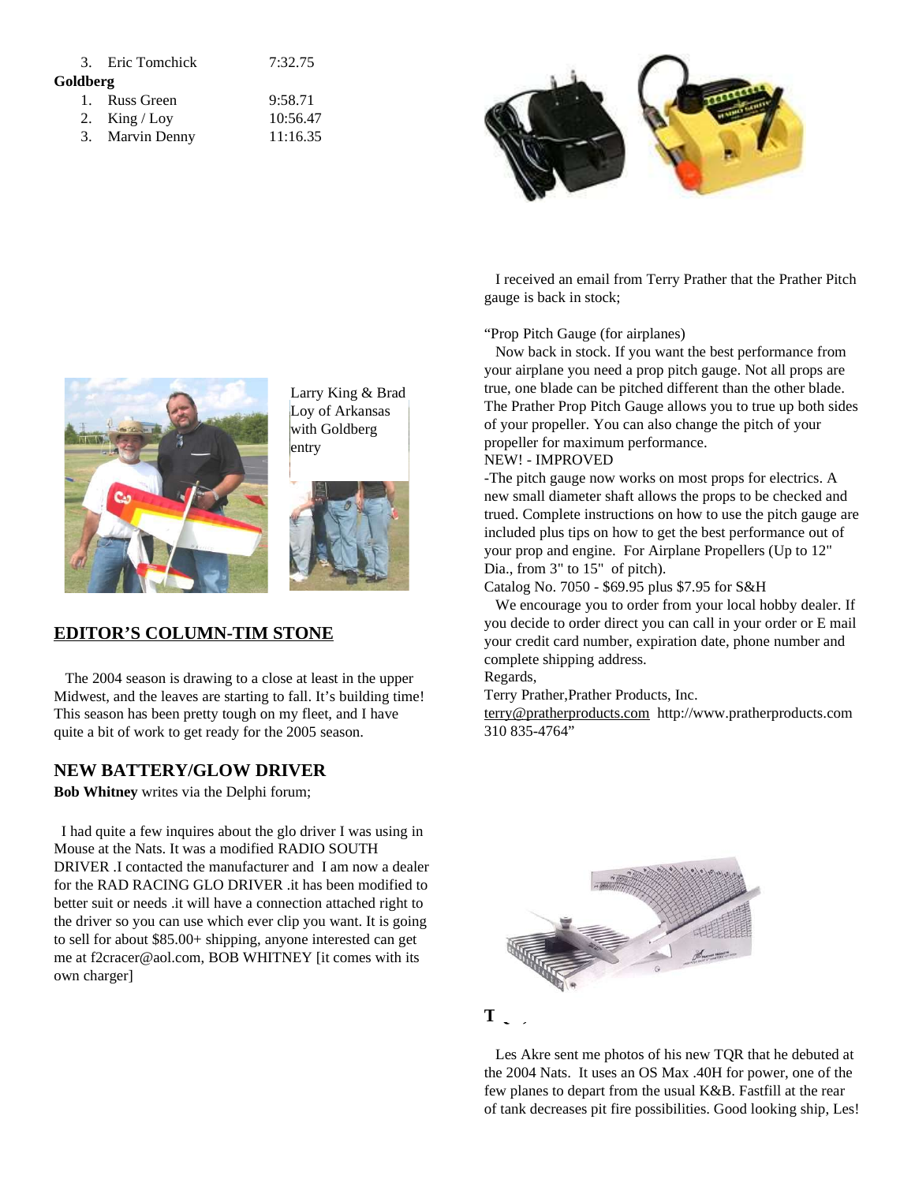| | | |
|---|---|---|
| 3. | Eric Tomchick | 7:32.75 |

**Goldberg**

| | | |
|---|---|---|
| 1. | Russ Green | 9:58.71 |
| 2. | King / Loy | 10:56.47 |
| 3. | Marvin Denny | 11:16.35 |

Larry King & Brad Loy of Arkansas with Goldberg entry

## EDITOR'S COLUMN-TIM STONE

The 2004 season is drawing to a close at least in the upper Midwest, and the leaves are starting to fall. It's building time! This season has been pretty tough on my fleet, and I have quite a bit of work to get ready for the 2005 season.

### NEW BATTERY/GLOW DRIVER

**Bob Whitney** writes via the Delphi forum;

I had quite a few inquires about the glo driver I was using in Mouse at the Nats. It was a modified RADIO SOUTH DRIVER .I contacted the manufacturer and I am now a dealer for the RAD RACING GLO DRIVER .it has been modified to better suit or needs .it will have a connection attached right to the driver so you can use which ever clip you want. It is going to sell for about $85.00+ shipping, anyone interested can get me at f2cracer@aol.com, BOB WHITNEY [it comes with its own charger]

I received an email from Terry Prather that the Prather Pitch gauge is back in stock;

"Prop Pitch Gauge (for airplanes)

Now back in stock. If you want the best performance from your airplane you need a prop pitch gauge. Not all props are true, one blade can be pitched different than the other blade. The Prather Prop Pitch Gauge allows you to true up both sides of your propeller. You can also change the pitch of your propeller for maximum performance.

NEW! - IMPROVED

-The pitch gauge now works on most props for electrics. A new small diameter shaft allows the props to be checked and trued. Complete instructions on how to use the pitch gauge are included plus tips on how to get the best performance out of your prop and engine. For Airplane Propellers (Up to 12" Dia., from 3" to 15" of pitch).

Catalog No. 7050 - $69.95 plus $7.95 for S&H

We encourage you to order from your local hobby dealer. If you decide to order direct you can call in your order or E mail your credit card number, expiration date, phone number and complete shipping address.

Regards,

Terry Prather,Prather Products, Inc.

terry@pratherproducts.com http://www.pratherproducts.com

310 835-4764"

**T**

Les Akre sent me photos of his new TQR that he debuted at the 2004 Nats. It uses an OS Max .40H for power, one of the few planes to depart from the usual K&B. Fastfill at the rear of tank decreases pit fire possibilities. Good looking ship, Les!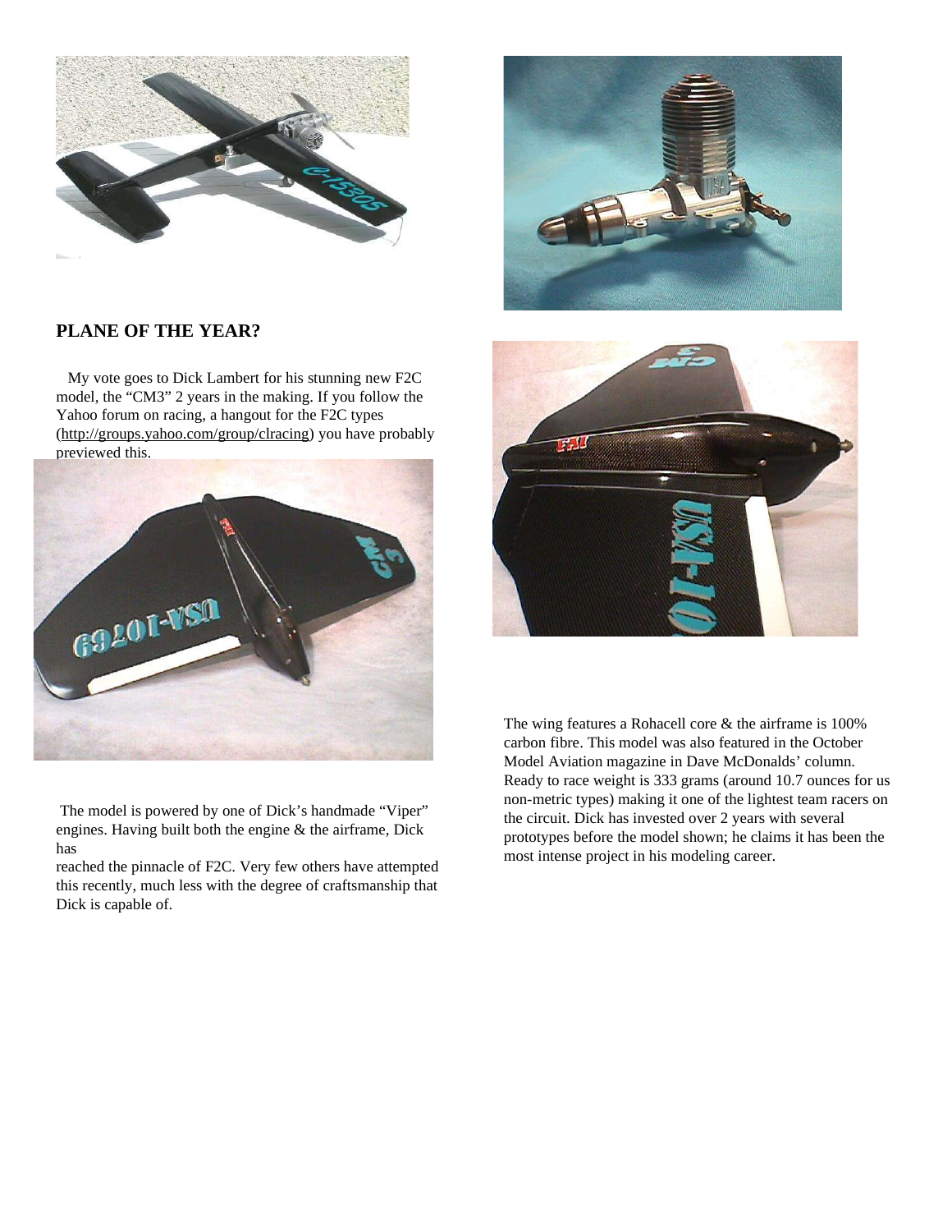## PLANE OF THE YEAR?

My vote goes to Dick Lambert for his stunning new F2C model, the "CM3" 2 years in the making. If you follow the Yahoo forum on racing, a hangout for the F2C types (http://groups.yahoo.com/group/clracing) you have probably previewed this.

The model is powered by one of Dick's handmade "Viper" engines. Having built both the engine & the airframe, Dick has reached the pinnacle of F2C. Very few others have attempted this recently, much less with the degree of craftsmanship that Dick is capable of.

The wing features a Rohacell core & the airframe is 100% carbon fibre. This model was also featured in the October Model Aviation magazine in Dave McDonalds' column. Ready to race weight is 333 grams (around 10.7 ounces for us non-metric types) making it one of the lightest team racers on the circuit. Dick has invested over 2 years with several prototypes before the model shown; he claims it has been the most intense project in his modeling career.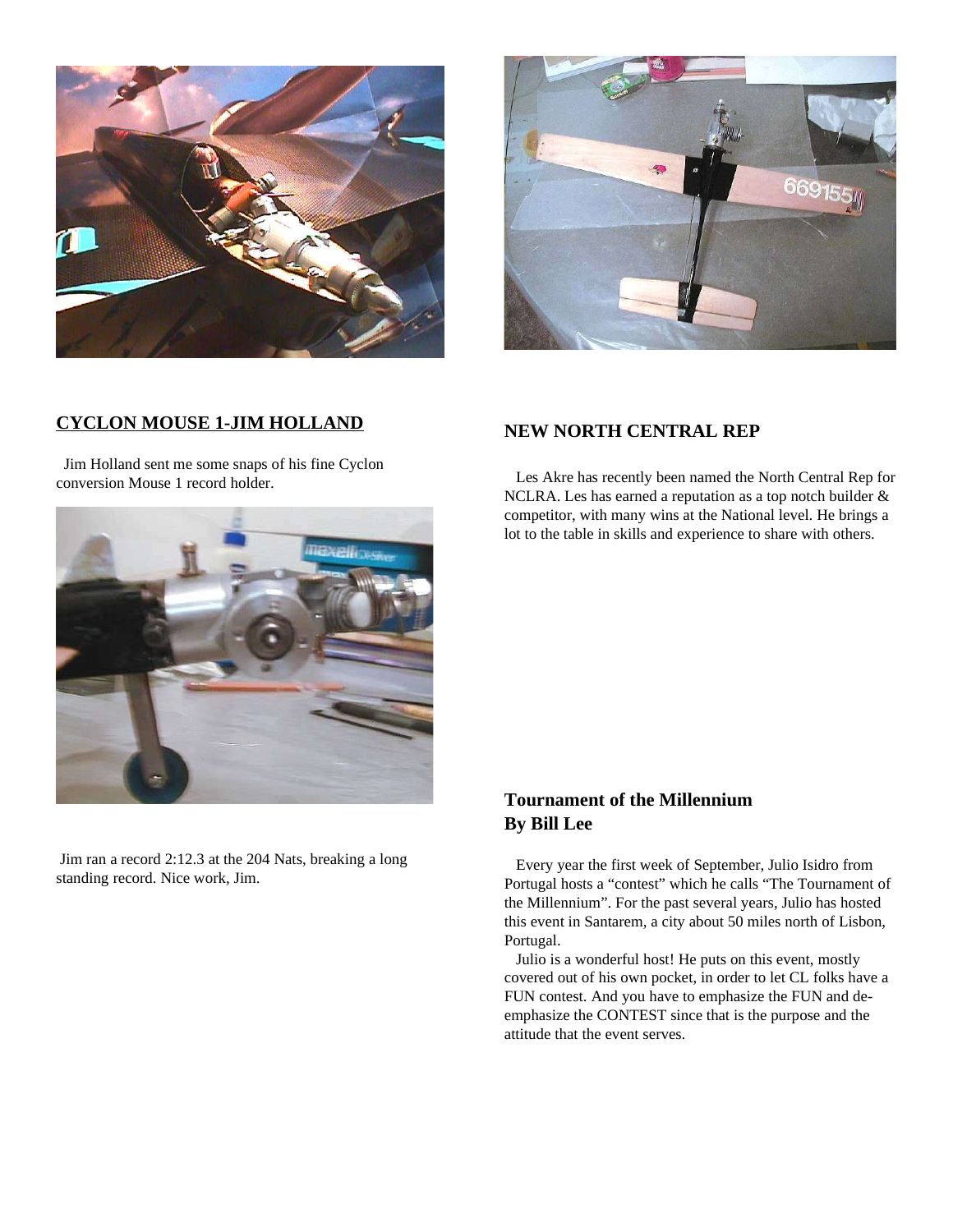## CYCLON MOUSE 1-JIM HOLLAND

Jim Holland sent me some snaps of his fine Cyclon conversion Mouse 1 record holder.

Jim ran a record 2:12.3 at the 204 Nats, breaking a long standing record. Nice work, Jim.

## NEW NORTH CENTRAL REP

Les Akre has recently been named the North Central Rep for NCLRA. Les has earned a reputation as a top notch builder & competitor, with many wins at the National level. He brings a lot to the table in skills and experience to share with others.

## Tournament of the Millennium
## By Bill Lee

Every year the first week of September, Julio Isidro from Portugal hosts a "contest" which he calls "The Tournament of the Millennium". For the past several years, Julio has hosted this event in Santarem, a city about 50 miles north of Lisbon, Portugal.

Julio is a wonderful host! He puts on this event, mostly covered out of his own pocket, in order to let CL folks have a FUN contest. And you have to emphasize the FUN and de-emphasize the CONTEST since that is the purpose and the attitude that the event serves.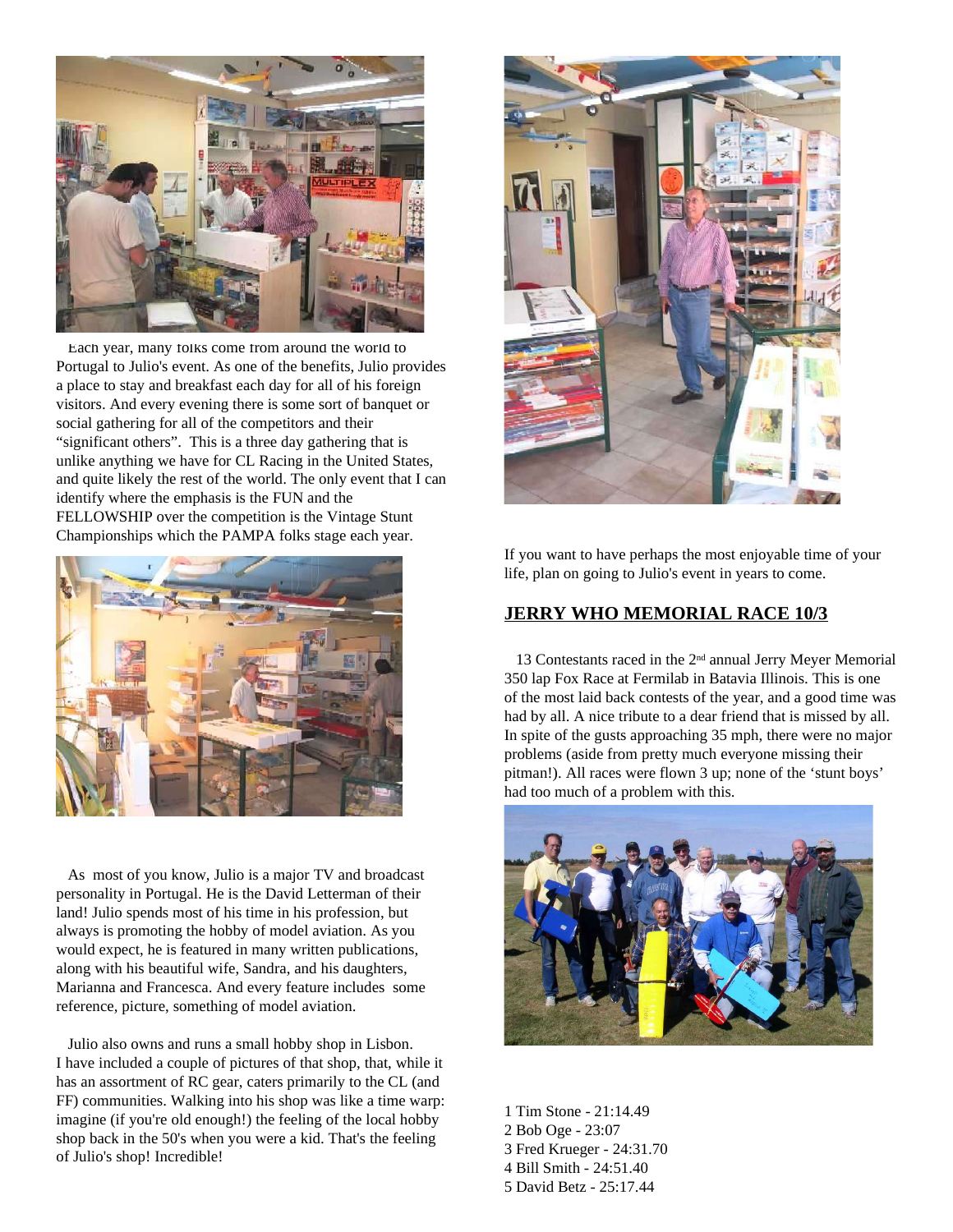Each year, many folks come from around the world to Portugal to Julio's event. As one of the benefits, Julio provides a place to stay and breakfast each day for all of his foreign visitors. And every evening there is some sort of banquet or social gathering for all of the competitors and their "significant others". This is a three day gathering that is unlike anything we have for CL Racing in the United States, and quite likely the rest of the world. The only event that I can identify where the emphasis is the FUN and the FELLOWSHIP over the competition is the Vintage Stunt Championships which the PAMPA folks stage each year.

As most of you know, Julio is a major TV and broadcast personality in Portugal. He is the David Letterman of their land! Julio spends most of his time in his profession, but always is promoting the hobby of model aviation. As you would expect, he is featured in many written publications, along with his beautiful wife, Sandra, and his daughters, Marianna and Francesca. And every feature includes some reference, picture, something of model aviation.

Julio also owns and runs a small hobby shop in Lisbon. I have included a couple of pictures of that shop, that, while it has an assortment of RC gear, caters primarily to the CL (and FF) communities. Walking into his shop was like a time warp: imagine (if you're old enough!) the feeling of the local hobby shop back in the 50's when you were a kid. That's the feeling of Julio's shop! Incredible!

If you want to have perhaps the most enjoyable time of your life, plan on going to Julio's event in years to come.

## JERRY WHO MEMORIAL RACE 10/3

13 Contestants raced in the 2nd annual Jerry Meyer Memorial 350 lap Fox Race at Fermilab in Batavia Illinois. This is one of the most laid back contests of the year, and a good time was had by all. A nice tribute to a dear friend that is missed by all. In spite of the gusts approaching 35 mph, there were no major problems (aside from pretty much everyone missing their pitman!). All races were flown 3 up; none of the 'stunt boys' had too much of a problem with this.

1 Tim Stone - 21:14.49
2 Bob Oge - 23:07
3 Fred Krueger - 24:31.70
4 Bill Smith - 24:51.40
5 David Betz - 25:17.44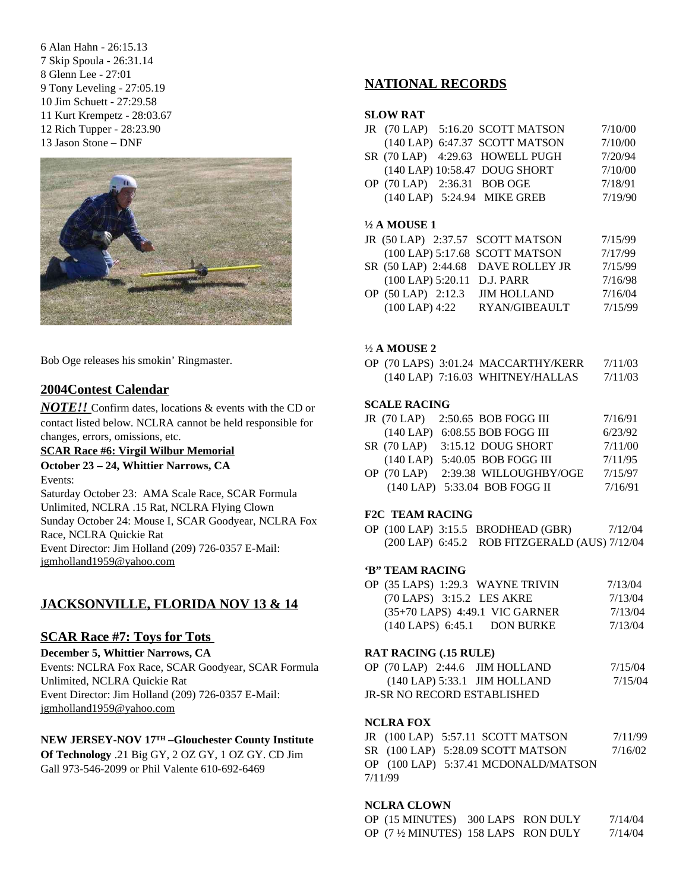6 Alan Hahn - 26:15.13
7 Skip Spoula - 26:31.14
8 Glenn Lee - 27:01
9 Tony Leveling - 27:05.19
10 Jim Schuett - 27:29.58
11 Kurt Krempetz - 28:03.67
12 Rich Tupper - 28:23.90
13 Jason Stone – DNF

Bob Oge releases his smokin' Ringmaster.

## 2004Contest Calendar

***NOTE!!*** Confirm dates, locations & events with the CD or contact listed below. NCLRA cannot be held responsible for changes, errors, omissions, etc.

**SCAR Race #6: Virgil Wilbur Memorial**

**October 23 – 24, Whittier Narrows, CA**

Events:

Saturday October 23: AMA Scale Race, SCAR Formula Unlimited, NCLRA .15 Rat, NCLRA Flying Clown

Sunday October 24: Mouse I, SCAR Goodyear, NCLRA Fox Race, NCLRA Quickie Rat

Event Director: Jim Holland (209) 726-0357 E-Mail: jgmholland1959@yahoo.com

## JACKSONVILLE, FLORIDA NOV 13 & 14

## SCAR Race #7: Toys for Tots

**December 5, Whittier Narrows, CA**

Events: NCLRA Fox Race, SCAR Goodyear, SCAR Formula Unlimited, NCLRA Quickie Rat

Event Director: Jim Holland (209) 726-0357 E-Mail: jgmholland1959@yahoo.com

**NEW JERSEY-NOV 17TH –Glouchester County Institute Of Technology** .21 Big GY, 2 OZ GY, 1 OZ GY. CD Jim Gall 973-546-2099 or Phil Valente 610-692-6469

## NATIONAL RECORDS

**SLOW RAT**

JR (70 LAP) 5:16.20 SCOTT MATSON 7/10/00
(140 LAP) 6:47.37 SCOTT MATSON 7/10/00
SR (70 LAP) 4:29.63 HOWELL PUGH 7/20/94
(140 LAP) 10:58.47 DOUG SHORT 7/10/00
OP (70 LAP) 2:36.31 BOB OGE 7/18/91
(140 LAP) 5:24.94 MIKE GREB 7/19/90

**½ A MOUSE 1**

JR (50 LAP) 2:37.57 SCOTT MATSON 7/15/99
(100 LAP) 5:17.68 SCOTT MATSON 7/17/99
SR (50 LAP) 2:44.68 DAVE ROLLEY JR 7/15/99
(100 LAP) 5:20.11 D.J. PARR 7/16/98
OP (50 LAP) 2:12.3 JIM HOLLAND 7/16/04
(100 LAP) 4:22 RYAN/GIBEAULT 7/15/99

**½ A MOUSE 2**

OP (70 LAPS) 3:01.24 MACCARTHY/KERR 7/11/03
(140 LAP) 7:16.03 WHITNEY/HALLAS 7/11/03

**SCALE RACING**

JR (70 LAP) 2:50.65 BOB FOGG III 7/16/91
(140 LAP) 6:08.55 BOB FOGG III 6/23/92
SR (70 LAP) 3:15.12 DOUG SHORT 7/11/00
(140 LAP) 5:40.05 BOB FOGG III 7/11/95
OP (70 LAP) 2:39.38 WILLOUGHBY/OGE 7/15/97
(140 LAP) 5:33.04 BOB FOGG II 7/16/91

**F2C TEAM RACING**

OP (100 LAP) 3:15.5 BRODHEAD (GBR) 7/12/04
(200 LAP) 6:45.2 ROB FITZGERALD (AUS) 7/12/04

**'B" TEAM RACING**

OP (35 LAPS) 1:29.3 WAYNE TRIVIN 7/13/04
(70 LAPS) 3:15.2 LES AKRE 7/13/04
(35+70 LAPS) 4:49.1 VIC GARNER 7/13/04
(140 LAPS) 6:45.1 DON BURKE 7/13/04

**RAT RACING (.15 RULE)**

OP (70 LAP) 2:44.6 JIM HOLLAND 7/15/04
(140 LAP) 5:33.1 JIM HOLLAND 7/15/04
JR-SR NO RECORD ESTABLISHED

**NCLRA FOX**

JR (100 LAP) 5:57.11 SCOTT MATSON 7/11/99
SR (100 LAP) 5:28.09 SCOTT MATSON 7/16/02
OP (100 LAP) 5:37.41 MCDONALD/MATSON 7/11/99

**NCLRA CLOWN**

OP (15 MINUTES) 300 LAPS RON DULY 7/14/04
OP (7 ½ MINUTES) 158 LAPS RON DULY 7/14/04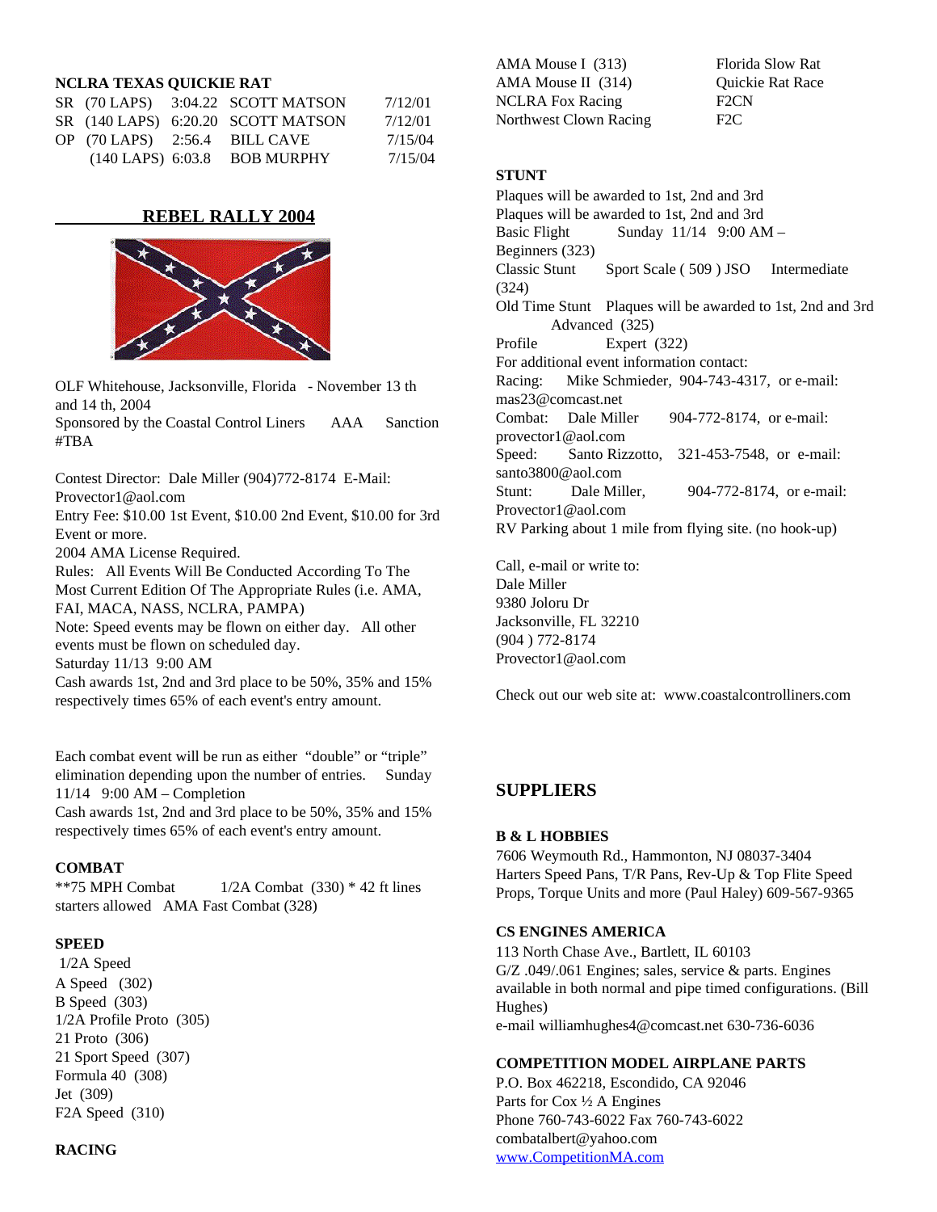**NCLRA TEXAS QUICKIE RAT**

| | | | | |
|---|---|---|---|---|
| SR | (70 LAPS) | 3:04.22 | SCOTT MATSON | 7/12/01 |
| SR | (140 LAPS) | 6:20.20 | SCOTT MATSON | 7/12/01 |
| OP | (70 LAPS) | 2:56.4 | BILL CAVE | 7/15/04 |
| | (140 LAPS) | 6:03.8 | BOB MURPHY | 7/15/04 |

## REBEL RALLY 2004

OLF Whitehouse, Jacksonville, Florida - November 13 th and 14 th, 2004
Sponsored by the Coastal Control Liners AAA Sanction #TBA

Contest Director: Dale Miller (904)772-8174 E-Mail: Provector1@aol.com
Entry Fee: $10.00 1st Event, $10.00 2nd Event, $10.00 for 3rd Event or more.
2004 AMA License Required.
Rules: All Events Will Be Conducted According To The Most Current Edition Of The Appropriate Rules (i.e. AMA, FAI, MACA, NASS, NCLRA, PAMPA)
Note: Speed events may be flown on either day. All other events must be flown on scheduled day.
Saturday 11/13 9:00 AM
Cash awards 1st, 2nd and 3rd place to be 50%, 35% and 15% respectively times 65% of each event's entry amount.

Each combat event will be run as either "double" or "triple" elimination depending upon the number of entries. Sunday 11/14 9:00 AM – Completion
Cash awards 1st, 2nd and 3rd place to be 50%, 35% and 15% respectively times 65% of each event's entry amount.

**COMBAT**
**75 MPH Combat 1/2A Combat (330) * 42 ft lines starters allowed AMA Fast Combat (328)

**SPEED**
1/2A Speed
A Speed (302)
B Speed (303)
1/2A Profile Proto (305)
21 Proto (306)
21 Sport Speed (307)
Formula 40 (308)
Jet (309)
F2A Speed (310)

**RACING**
AMA Mouse I (313) Florida Slow Rat
AMA Mouse II (314) Quickie Rat Race
NCLRA Fox Racing F2CN
Northwest Clown Racing F2C

**STUNT**
Plaques will be awarded to 1st, 2nd and 3rd
Plaques will be awarded to 1st, 2nd and 3rd
Basic Flight Sunday 11/14 9:00 AM – Beginners (323)
Classic Stunt Sport Scale ( 509 ) JSO Intermediate (324)
Old Time Stunt Plaques will be awarded to 1st, 2nd and 3rd Advanced (325)
Profile Expert (322)
For additional event information contact:
Racing: Mike Schmieder, 904-743-4317, or e-mail: mas23@comcast.net
Combat: Dale Miller 904-772-8174, or e-mail: provector1@aol.com
Speed: Santo Rizzotto, 321-453-7548, or e-mail: santo3800@aol.com
Stunt: Dale Miller, 904-772-8174, or e-mail: Provector1@aol.com
RV Parking about 1 mile from flying site. (no hook-up)

Call, e-mail or write to:
Dale Miller
9380 Joloru Dr
Jacksonville, FL 32210
(904 ) 772-8174
Provector1@aol.com

Check out our web site at: www.coastalcontrolliners.com

## SUPPLIERS

**B & L HOBBIES**
7606 Weymouth Rd., Hammonton, NJ 08037-3404
Harters Speed Pans, T/R Pans, Rev-Up & Top Flite Speed Props, Torque Units and more (Paul Haley) 609-567-9365

**CS ENGINES AMERICA**
113 North Chase Ave., Bartlett, IL 60103
G/Z .049/.061 Engines; sales, service & parts. Engines available in both normal and pipe timed configurations. (Bill Hughes)
e-mail williamhughes4@comcast.net 630-736-6036

**COMPETITION MODEL AIRPLANE PARTS**
P.O. Box 462218, Escondido, CA 92046
Parts for Cox ½ A Engines
Phone 760-743-6022 Fax 760-743-6022
combatalbert@yahoo.com
www.CompetitionMA.com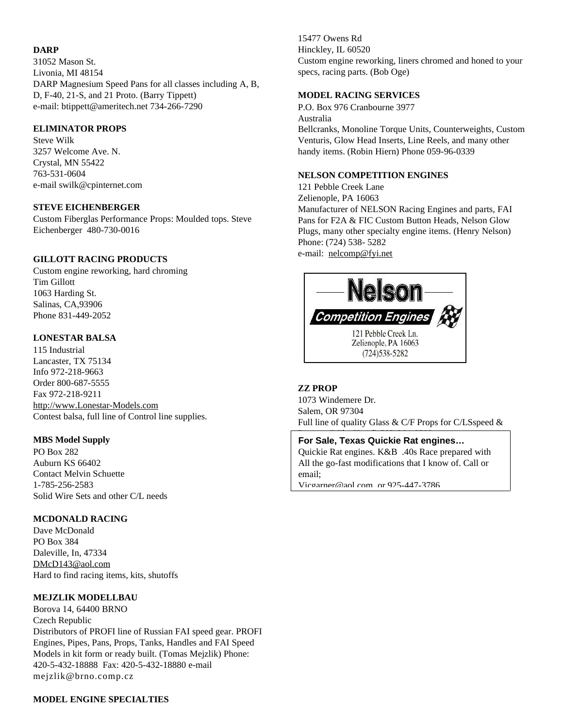**DARP**

31052 Mason St.
Livonia, MI 48154
DARP Magnesium Speed Pans for all classes including A, B, D, F-40, 21-S, and 21 Proto. (Barry Tippett)
e-mail: btippett@ameritech.net 734-266-7290

**ELIMINATOR PROPS**

Steve Wilk
3257 Welcome Ave. N.
Crystal, MN 55422
763-531-0604
e-mail swilk@cpinternet.com

**STEVE EICHENBERGER**

Custom Fiberglas Performance Props: Moulded tops. Steve Eichenberger 480-730-0016

**GILLOTT RACING PRODUCTS**

Custom engine reworking, hard chroming
Tim Gillott
1063 Harding St.
Salinas, CA,93906
Phone 831-449-2052

**LONESTAR BALSA**

115 Industrial
Lancaster, TX 75134
Info 972-218-9663
Order 800-687-5555
Fax 972-218-9211
http://www.Lonestar-Models.com
Contest balsa, full line of Control line supplies.

**MBS Model Supply**

PO Box 282
Auburn KS 66402
Contact Melvin Schuette
1-785-256-2583
Solid Wire Sets and other C/L needs

**MCDONALD RACING**

Dave McDonald
PO Box 384
Daleville, In, 47334
DMcD143@aol.com
Hard to find racing items, kits, shutoffs

**MEJZLIK MODELLBAU**

Borova 14, 64400 BRNO
Czech Republic
Distributors of PROFI line of Russian FAI speed gear. PROFI Engines, Pipes, Pans, Props, Tanks, Handles and FAI Speed Models in kit form or ready built. (Tomas Mejzlik) Phone: 420-5-432-18888 Fax: 420-5-432-18880 e-mail mejzlik@brno.comp.cz

**MODEL ENGINE SPECIALTIES**

15477 Owens Rd
Hinckley, IL 60520
Custom engine reworking, liners chromed and honed to your specs, racing parts. (Bob Oge)

**MODEL RACING SERVICES**

P.O. Box 976 Cranbourne 3977
Australia
Bellcranks, Monoline Torque Units, Counterweights, Custom Venturis, Glow Head Inserts, Line Reels, and many other handy items. (Robin Hiern) Phone 059-96-0339

**NELSON COMPETITION ENGINES**

121 Pebble Creek Lane
Zelienople, PA 16063
Manufacturer of NELSON Racing Engines and parts, FAI Pans for F2A & FIC Custom Button Heads, Nelson Glow Plugs, many other specialty engine items. (Henry Nelson)
Phone: (724) 538- 5282
e-mail: nelcomp@fyi.net

Nelson
Competition Engines
121 Pebble Creek Ln.
Zelienople, PA 16063
(724)538-5282

**ZZ PROP**

1073 Windemere Dr.
Salem, OR 97304
Full line of quality Glass & C/F Props for C/LSspeed &

**For Sale, Texas Quickie Rat engines…**

Quickie Rat engines. K&B .40s Race prepared with All the go-fast modifications that I know of. Call or email;
Vicgarner@aol.com or 925-447-3786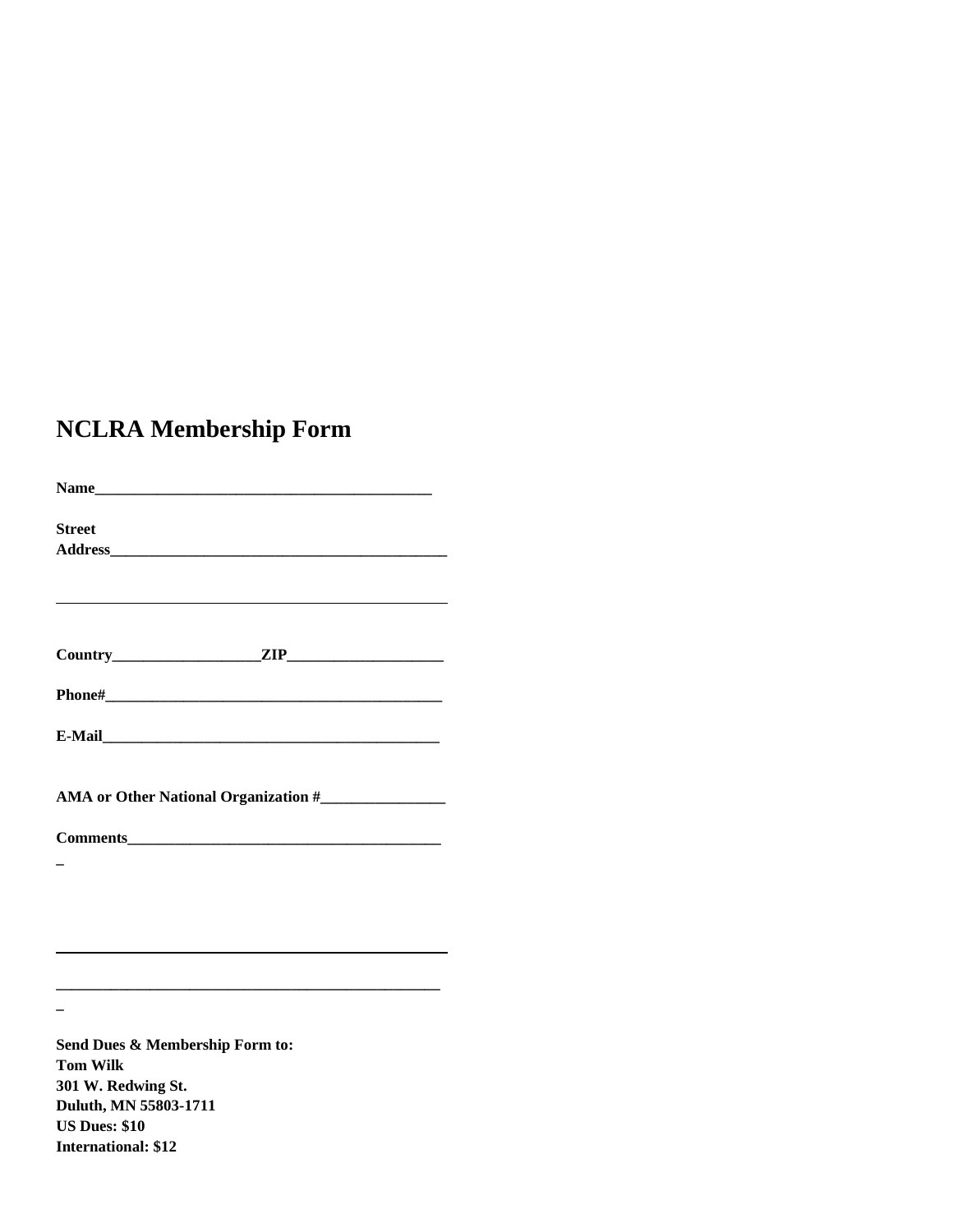# NCLRA Membership Form

**Name**_____________________________________________

**Street Address**_____________________________________________

_____________________________________________

**Country**___________________**ZIP**____________________

**Phone#**_____________________________________________

**E-Mail**_____________________________________________

**AMA or Other National Organization #**________________

**Comments**__________________________________________

_____________________________________________

_____________________________________________

**Send Dues & Membership Form to:**
**Tom Wilk**
**301 W. Redwing St.**
**Duluth, MN 55803-1711**
**US Dues: $10**
**International: $12**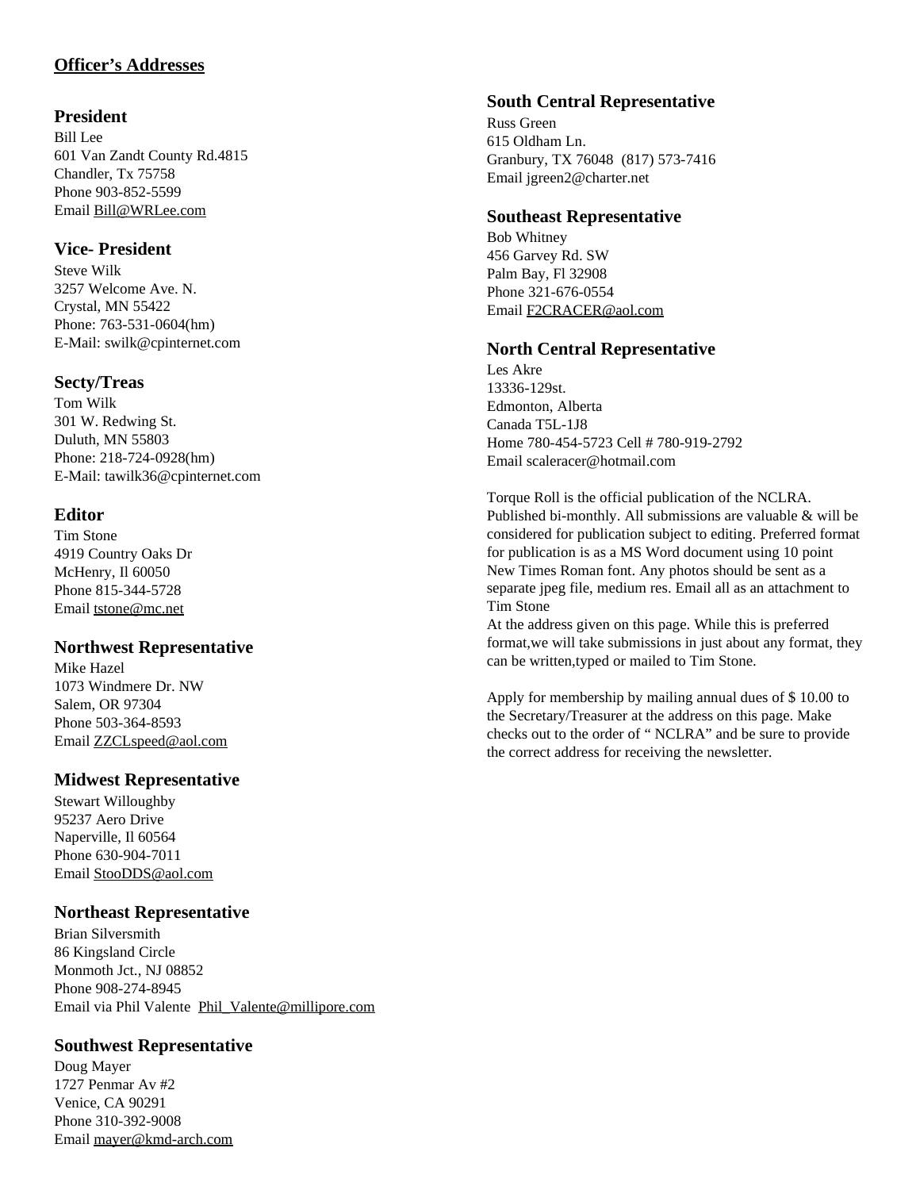## Officer's Addresses

### President

Bill Lee
601 Van Zandt County Rd.4815
Chandler, Tx 75758
Phone 903-852-5599
Email Bill@WRLee.com

### Vice- President

Steve Wilk
3257 Welcome Ave. N.
Crystal, MN 55422
Phone: 763-531-0604(hm)
E-Mail: swilk@cpinternet.com

### Secty/Treas

Tom Wilk
301 W. Redwing St.
Duluth, MN 55803
Phone: 218-724-0928(hm)
E-Mail: tawilk36@cpinternet.com

### Editor

Tim Stone
4919 Country Oaks Dr
McHenry, Il 60050
Phone 815-344-5728
Email tstone@mc.net

### Northwest Representative

Mike Hazel
1073 Windmere Dr. NW
Salem, OR 97304
Phone 503-364-8593
Email ZZCLspeed@aol.com

### Midwest Representative

Stewart Willoughby
95237 Aero Drive
Naperville, Il 60564
Phone 630-904-7011
Email StooDDS@aol.com

### Northeast Representative

Brian Silversmith
86 Kingsland Circle
Monmoth Jct., NJ 08852
Phone 908-274-8945
Email via Phil Valente Phil_Valente@millipore.com

### Southwest Representative

Doug Mayer
1727 Penmar Av #2
Venice, CA 90291
Phone 310-392-9008
Email mayer@kmd-arch.com

### South Central Representative

Russ Green
615 Oldham Ln.
Granbury, TX 76048 (817) 573-7416
Email jgreen2@charter.net

### Southeast Representative

Bob Whitney
456 Garvey Rd. SW
Palm Bay, Fl 32908
Phone 321-676-0554
Email F2CRACER@aol.com

### North Central Representative

Les Akre
13336-129st.
Edmonton, Alberta
Canada T5L-1J8
Home 780-454-5723 Cell # 780-919-2792
Email scaleracer@hotmail.com

Torque Roll is the official publication of the NCLRA. Published bi-monthly. All submissions are valuable & will be considered for publication subject to editing. Preferred format for publication is as a MS Word document using 10 point New Times Roman font. Any photos should be sent as a separate jpeg file, medium res. Email all as an attachment to Tim Stone
At the address given on this page. While this is preferred format,we will take submissions in just about any format, they can be written,typed or mailed to Tim Stone.

Apply for membership by mailing annual dues of $ 10.00 to the Secretary/Treasurer at the address on this page. Make checks out to the order of " NCLRA" and be sure to provide the correct address for receiving the newsletter.